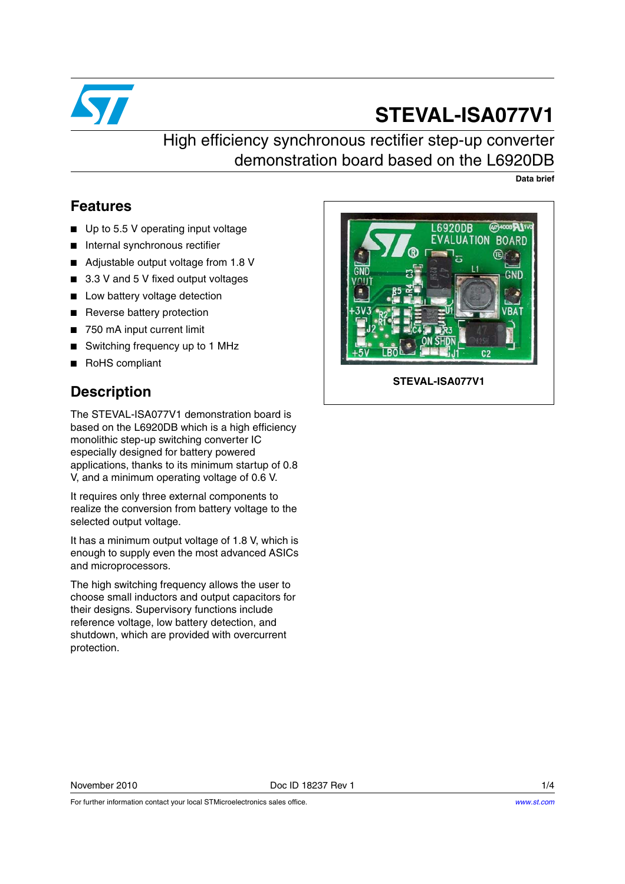# STEVAL-ISA077V1

## High efficiency synchronous rectifier step-up converter demonstration board based on the L6920DB

**Data brief**

## Features

- Up to 5.5 V operating input voltage
- Internal synchronous rectifier
- Adjustable output voltage from 1.8 V
- 3.3 V and 5 V fixed output voltages
- Low battery voltage detection
- Reverse battery protection
- 750 mA input current limit
- Switching frequency up to 1 MHz
- RoHS compliant

**STEVAL-ISA077V1**

## Description

The STEVAL-ISA077V1 demonstration board is based on the L6920DB which is a high efficiency monolithic step-up switching converter IC especially designed for battery powered applications, thanks to its minimum startup of 0.8 V, and a minimum operating voltage of 0.6 V.

It requires only three external components to realize the conversion from battery voltage to the selected output voltage.

It has a minimum output voltage of 1.8 V, which is enough to supply even the most advanced ASICs and microprocessors.

The high switching frequency allows the user to choose small inductors and output capacitors for their designs. Supervisory functions include reference voltage, low battery detection, and shutdown, which are provided with overcurrent protection.

November 2010 Doc ID 18237 Rev 1

For further information contact your local STMicroelectronics sales office. www.st.com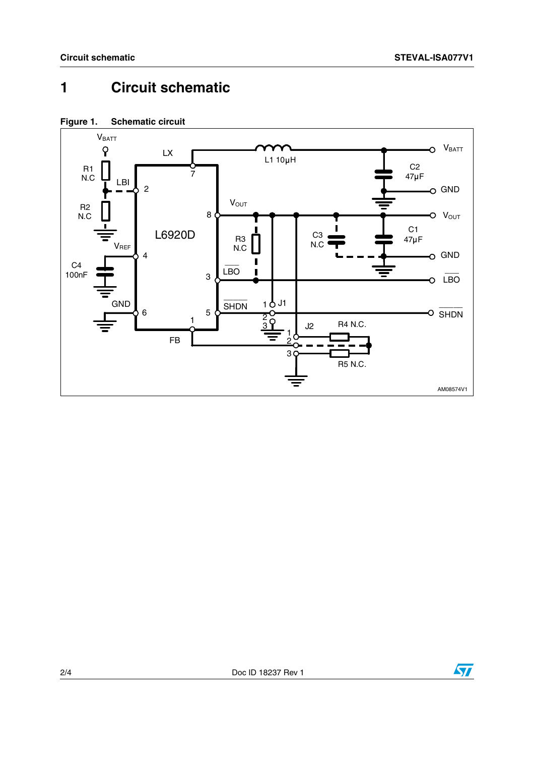# 1 Circuit schematic

**Figure 1. Schematic circuit**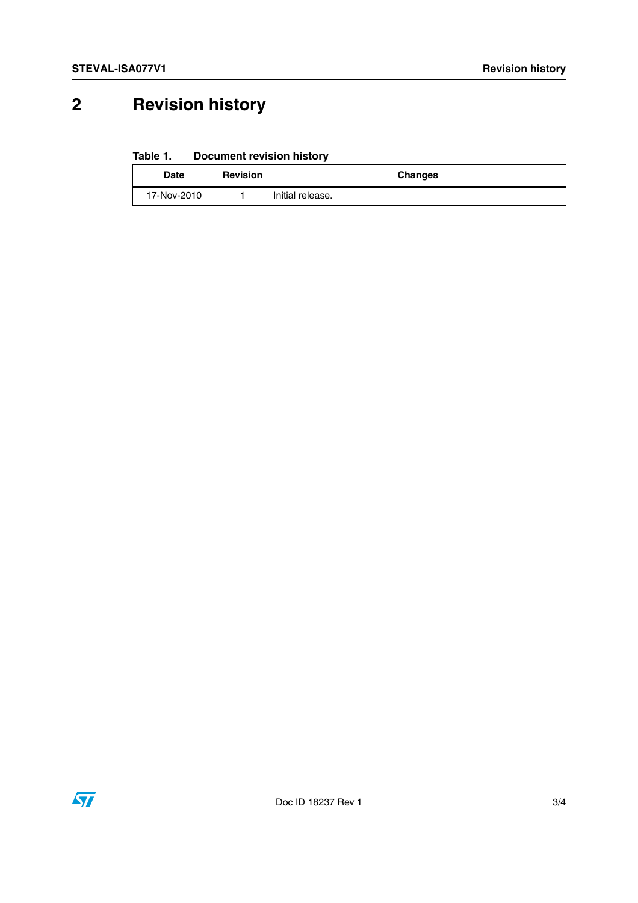## 2 Revision history

**Table 1. Document revision history**

| Date | Revision | Changes |
|---|---|---|
| 17-Nov-2010 | 1 | Initial release. |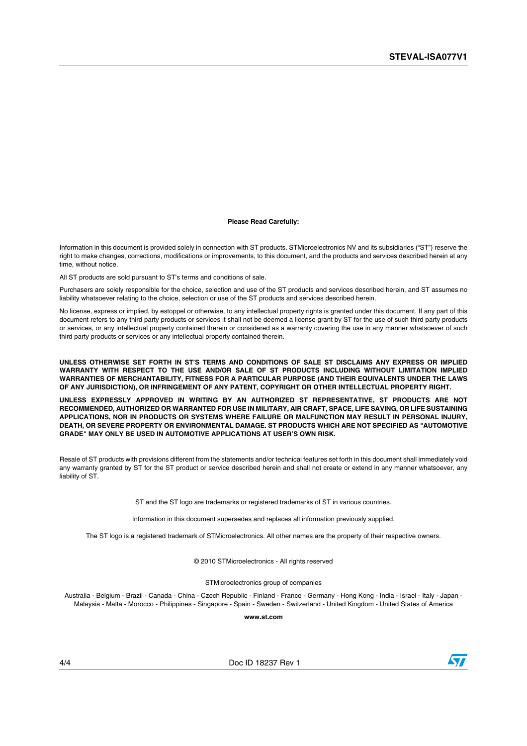**Please Read Carefully:**

Information in this document is provided solely in connection with ST products. STMicroelectronics NV and its subsidiaries ("ST") reserve the right to make changes, corrections, modifications or improvements, to this document, and the products and services described herein at any time, without notice.

All ST products are sold pursuant to ST's terms and conditions of sale.

Purchasers are solely responsible for the choice, selection and use of the ST products and services described herein, and ST assumes no liability whatsoever relating to the choice, selection or use of the ST products and services described herein.

No license, express or implied, by estoppel or otherwise, to any intellectual property rights is granted under this document. If any part of this document refers to any third party products or services it shall not be deemed a license grant by ST for the use of such third party products or services, or any intellectual property contained therein or considered as a warranty covering the use in any manner whatsoever of such third party products or services or any intellectual property contained therein.

**UNLESS OTHERWISE SET FORTH IN ST'S TERMS AND CONDITIONS OF SALE ST DISCLAIMS ANY EXPRESS OR IMPLIED WARRANTY WITH RESPECT TO THE USE AND/OR SALE OF ST PRODUCTS INCLUDING WITHOUT LIMITATION IMPLIED WARRANTIES OF MERCHANTABILITY, FITNESS FOR A PARTICULAR PURPOSE (AND THEIR EQUIVALENTS UNDER THE LAWS OF ANY JURISDICTION), OR INFRINGEMENT OF ANY PATENT, COPYRIGHT OR OTHER INTELLECTUAL PROPERTY RIGHT.**

**UNLESS EXPRESSLY APPROVED IN WRITING BY AN AUTHORIZED ST REPRESENTATIVE, ST PRODUCTS ARE NOT RECOMMENDED, AUTHORIZED OR WARRANTED FOR USE IN MILITARY, AIR CRAFT, SPACE, LIFE SAVING, OR LIFE SUSTAINING APPLICATIONS, NOR IN PRODUCTS OR SYSTEMS WHERE FAILURE OR MALFUNCTION MAY RESULT IN PERSONAL INJURY, DEATH, OR SEVERE PROPERTY OR ENVIRONMENTAL DAMAGE. ST PRODUCTS WHICH ARE NOT SPECIFIED AS "AUTOMOTIVE GRADE" MAY ONLY BE USED IN AUTOMOTIVE APPLICATIONS AT USER'S OWN RISK.**

Resale of ST products with provisions different from the statements and/or technical features set forth in this document shall immediately void any warranty granted by ST for the ST product or service described herein and shall not create or extend in any manner whatsoever, any liability of ST.

ST and the ST logo are trademarks or registered trademarks of ST in various countries.

Information in this document supersedes and replaces all information previously supplied.

The ST logo is a registered trademark of STMicroelectronics. All other names are the property of their respective owners.

© 2010 STMicroelectronics - All rights reserved

STMicroelectronics group of companies

Australia - Belgium - Brazil - Canada - China - Czech Republic - Finland - France - Germany - Hong Kong - India - Israel - Italy - Japan - Malaysia - Malta - Morocco - Philippines - Singapore - Spain - Sweden - Switzerland - United Kingdom - United States of America

**www.st.com**